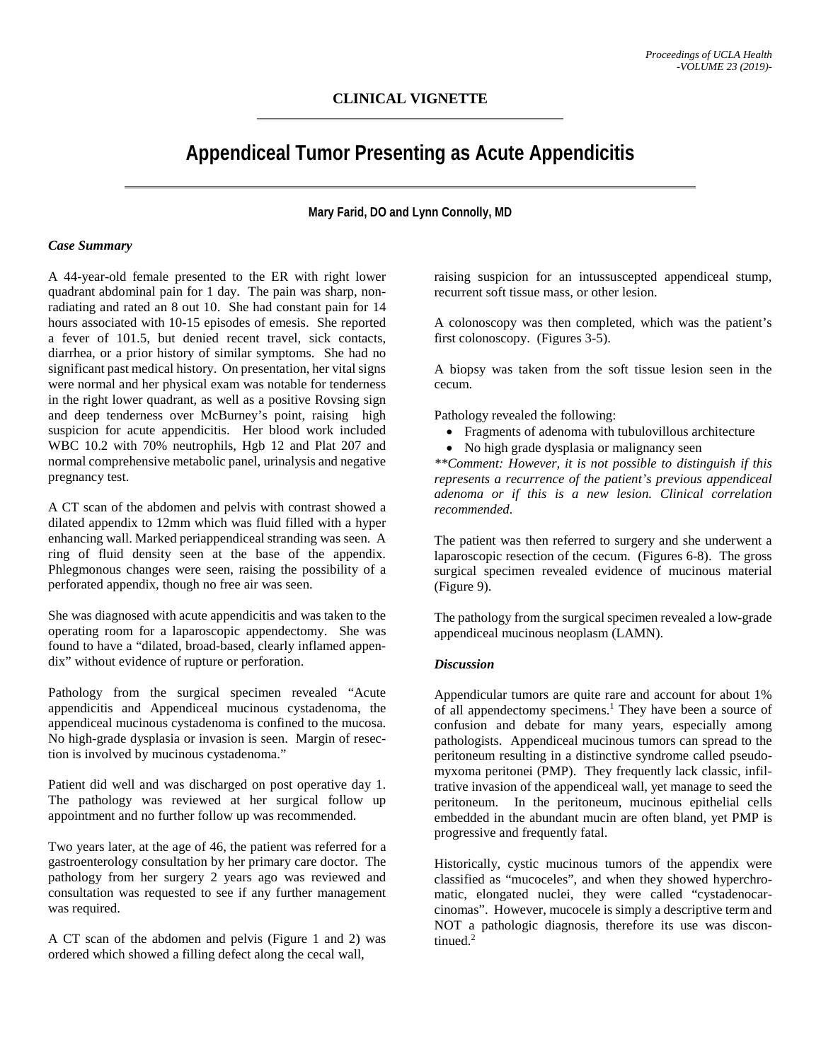## CLINICAL VIGNETTE

# Appendiceal Tumor Presenting as Acute Appendicitis

**Mary Farid, DO and Lynn Connolly, MD**

### *Case Summary*

A 44-year-old female presented to the ER with right lower quadrant abdominal pain for 1 day. The pain was sharp, non-radiating and rated an 8 out 10. She had constant pain for 14 hours associated with 10-15 episodes of emesis. She reported a fever of 101.5, but denied recent travel, sick contacts, diarrhea, or a prior history of similar symptoms. She had no significant past medical history. On presentation, her vital signs were normal and her physical exam was notable for tenderness in the right lower quadrant, as well as a positive Rovsing sign and deep tenderness over McBurney's point, raising high suspicion for acute appendicitis. Her blood work included WBC 10.2 with 70% neutrophils, Hgb 12 and Plat 207 and normal comprehensive metabolic panel, urinalysis and negative pregnancy test.

A CT scan of the abdomen and pelvis with contrast showed a dilated appendix to 12mm which was fluid filled with a hyper enhancing wall. Marked periappendiceal stranding was seen. A ring of fluid density seen at the base of the appendix. Phlegmonous changes were seen, raising the possibility of a perforated appendix, though no free air was seen.

She was diagnosed with acute appendicitis and was taken to the operating room for a laparoscopic appendectomy. She was found to have a "dilated, broad-based, clearly inflamed appendix" without evidence of rupture or perforation.

Pathology from the surgical specimen revealed "Acute appendicitis and Appendiceal mucinous cystadenoma, the appendiceal mucinous cystadenoma is confined to the mucosa. No high-grade dysplasia or invasion is seen. Margin of resection is involved by mucinous cystadenoma."

Patient did well and was discharged on post operative day 1. The pathology was reviewed at her surgical follow up appointment and no further follow up was recommended.

Two years later, at the age of 46, the patient was referred for a gastroenterology consultation by her primary care doctor. The pathology from her surgery 2 years ago was reviewed and consultation was requested to see if any further management was required.

A CT scan of the abdomen and pelvis (Figure 1 and 2) was ordered which showed a filling defect along the cecal wall, raising suspicion for an intussuscepted appendiceal stump, recurrent soft tissue mass, or other lesion.

A colonoscopy was then completed, which was the patient's first colonoscopy. (Figures 3-5).

A biopsy was taken from the soft tissue lesion seen in the cecum.

Pathology revealed the following:

- Fragments of adenoma with tubulovillous architecture
- No high grade dysplasia or malignancy seen

*\*\*Comment: However, it is not possible to distinguish if this represents a recurrence of the patient's previous appendiceal adenoma or if this is a new lesion. Clinical correlation recommended.*

The patient was then referred to surgery and she underwent a laparoscopic resection of the cecum. (Figures 6-8). The gross surgical specimen revealed evidence of mucinous material (Figure 9).

The pathology from the surgical specimen revealed a low-grade appendiceal mucinous neoplasm (LAMN).

### *Discussion*

Appendicular tumors are quite rare and account for about 1% of all appendectomy specimens.[1] They have been a source of confusion and debate for many years, especially among pathologists. Appendiceal mucinous tumors can spread to the peritoneum resulting in a distinctive syndrome called pseudomyxoma peritonei (PMP). They frequently lack classic, infiltrative invasion of the appendiceal wall, yet manage to seed the peritoneum. In the peritoneum, mucinous epithelial cells embedded in the abundant mucin are often bland, yet PMP is progressive and frequently fatal.

Historically, cystic mucinous tumors of the appendix were classified as "mucoceles", and when they showed hyperchromatic, elongated nuclei, they were called "cystadenocarcinomas". However, mucocele is simply a descriptive term and NOT a pathologic diagnosis, therefore its use was discontinued.[2]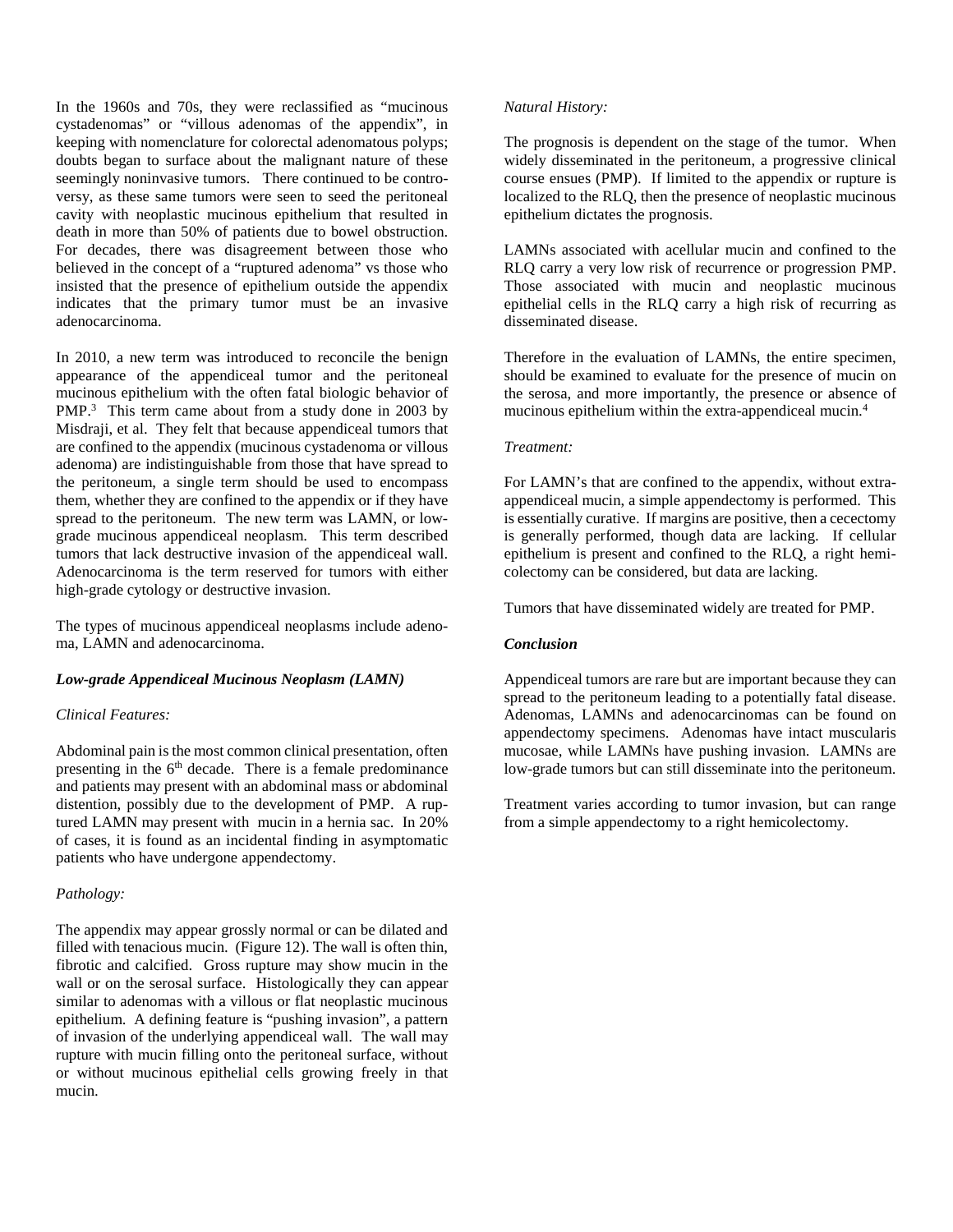In the 1960s and 70s, they were reclassified as "mucinous cystadenomas" or "villous adenomas of the appendix", in keeping with nomenclature for colorectal adenomatous polyps; doubts began to surface about the malignant nature of these seemingly noninvasive tumors. There continued to be controversy, as these same tumors were seen to seed the peritoneal cavity with neoplastic mucinous epithelium that resulted in death in more than 50% of patients due to bowel obstruction. For decades, there was disagreement between those who believed in the concept of a "ruptured adenoma" vs those who insisted that the presence of epithelium outside the appendix indicates that the primary tumor must be an invasive adenocarcinoma.

In 2010, a new term was introduced to reconcile the benign appearance of the appendiceal tumor and the peritoneal mucinous epithelium with the often fatal biologic behavior of PMP.[3] This term came about from a study done in 2003 by Misdraji, et al. They felt that because appendiceal tumors that are confined to the appendix (mucinous cystadenoma or villous adenoma) are indistinguishable from those that have spread to the peritoneum, a single term should be used to encompass them, whether they are confined to the appendix or if they have spread to the peritoneum. The new term was LAMN, or low-grade mucinous appendiceal neoplasm. This term described tumors that lack destructive invasion of the appendiceal wall. Adenocarcinoma is the term reserved for tumors with either high-grade cytology or destructive invasion.

The types of mucinous appendiceal neoplasms include adenoma, LAMN and adenocarcinoma.

### *Low-grade Appendiceal Mucinous Neoplasm (LAMN)*

*Clinical Features:*

Abdominal pain is the most common clinical presentation, often presenting in the 6th decade. There is a female predominance and patients may present with an abdominal mass or abdominal distention, possibly due to the development of PMP. A ruptured LAMN may present with mucin in a hernia sac. In 20% of cases, it is found as an incidental finding in asymptomatic patients who have undergone appendectomy.

*Pathology:*

The appendix may appear grossly normal or can be dilated and filled with tenacious mucin. (Figure 12). The wall is often thin, fibrotic and calcified. Gross rupture may show mucin in the wall or on the serosal surface. Histologically they can appear similar to adenomas with a villous or flat neoplastic mucinous epithelium. A defining feature is "pushing invasion", a pattern of invasion of the underlying appendiceal wall. The wall may rupture with mucin filling onto the peritoneal surface, without or without mucinous epithelial cells growing freely in that mucin.

*Natural History:*

The prognosis is dependent on the stage of the tumor. When widely disseminated in the peritoneum, a progressive clinical course ensues (PMP). If limited to the appendix or rupture is localized to the RLQ, then the presence of neoplastic mucinous epithelium dictates the prognosis.

LAMNs associated with acellular mucin and confined to the RLQ carry a very low risk of recurrence or progression PMP. Those associated with mucin and neoplastic mucinous epithelial cells in the RLQ carry a high risk of recurring as disseminated disease.

Therefore in the evaluation of LAMNs, the entire specimen, should be examined to evaluate for the presence of mucin on the serosa, and more importantly, the presence or absence of mucinous epithelium within the extra-appendiceal mucin.[4]

*Treatment:*

For LAMN's that are confined to the appendix, without extra-appendiceal mucin, a simple appendectomy is performed. This is essentially curative. If margins are positive, then a cecectomy is generally performed, though data are lacking. If cellular epithelium is present and confined to the RLQ, a right hemicolectomy can be considered, but data are lacking.

Tumors that have disseminated widely are treated for PMP.

### *Conclusion*

Appendiceal tumors are rare but are important because they can spread to the peritoneum leading to a potentially fatal disease. Adenomas, LAMNs and adenocarcinomas can be found on appendectomy specimens. Adenomas have intact muscularis mucosae, while LAMNs have pushing invasion. LAMNs are low-grade tumors but can still disseminate into the peritoneum.

Treatment varies according to tumor invasion, but can range from a simple appendectomy to a right hemicolectomy.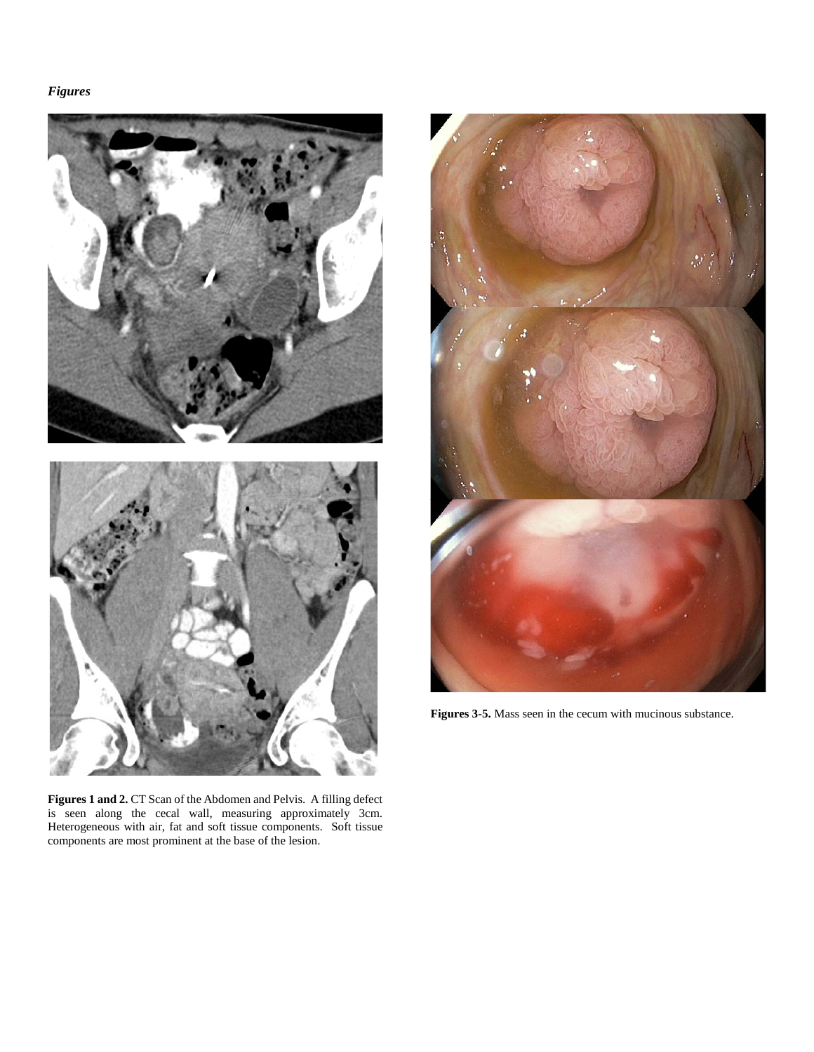*Figures*

**Figures 1 and 2.** CT Scan of the Abdomen and Pelvis. A filling defect is seen along the cecal wall, measuring approximately 3cm. Heterogeneous with air, fat and soft tissue components. Soft tissue components are most prominent at the base of the lesion.

**Figures 3-5.** Mass seen in the cecum with mucinous substance.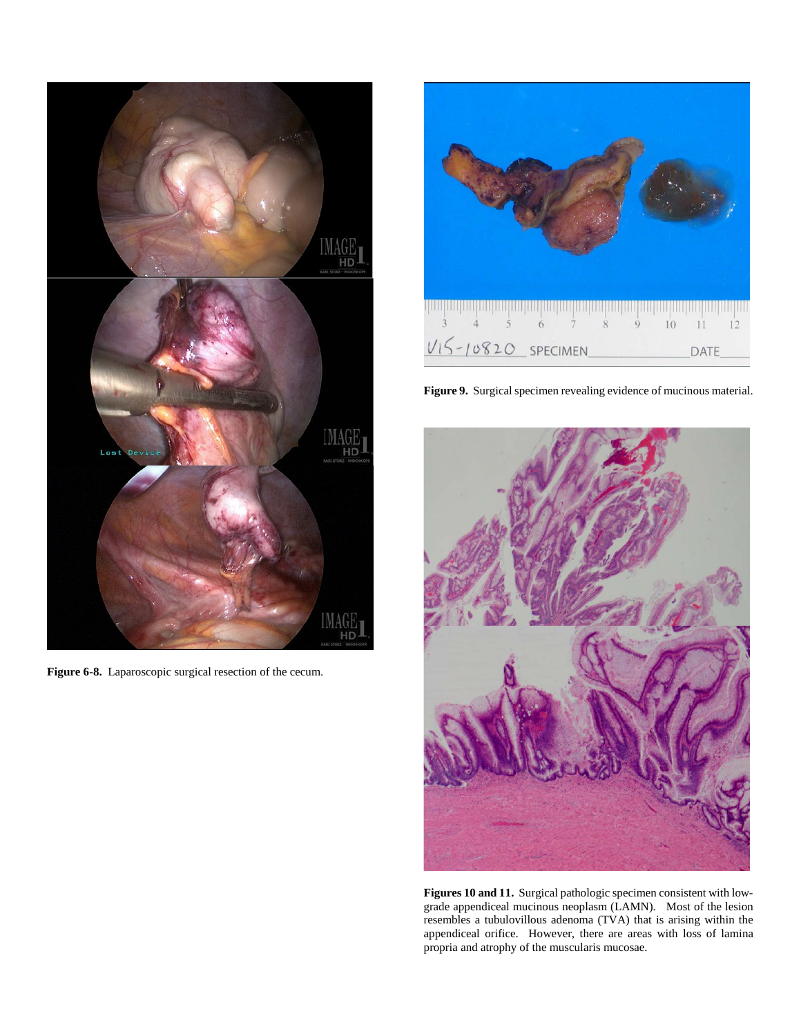**Figure 6-8.** Laparoscopic surgical resection of the cecum.

**Figure 9.** Surgical specimen revealing evidence of mucinous material.

**Figures 10 and 11.** Surgical pathologic specimen consistent with low-grade appendiceal mucinous neoplasm (LAMN). Most of the lesion resembles a tubulovillous adenoma (TVA) that is arising within the appendiceal orifice. However, there are areas with loss of lamina propria and atrophy of the muscularis mucosae.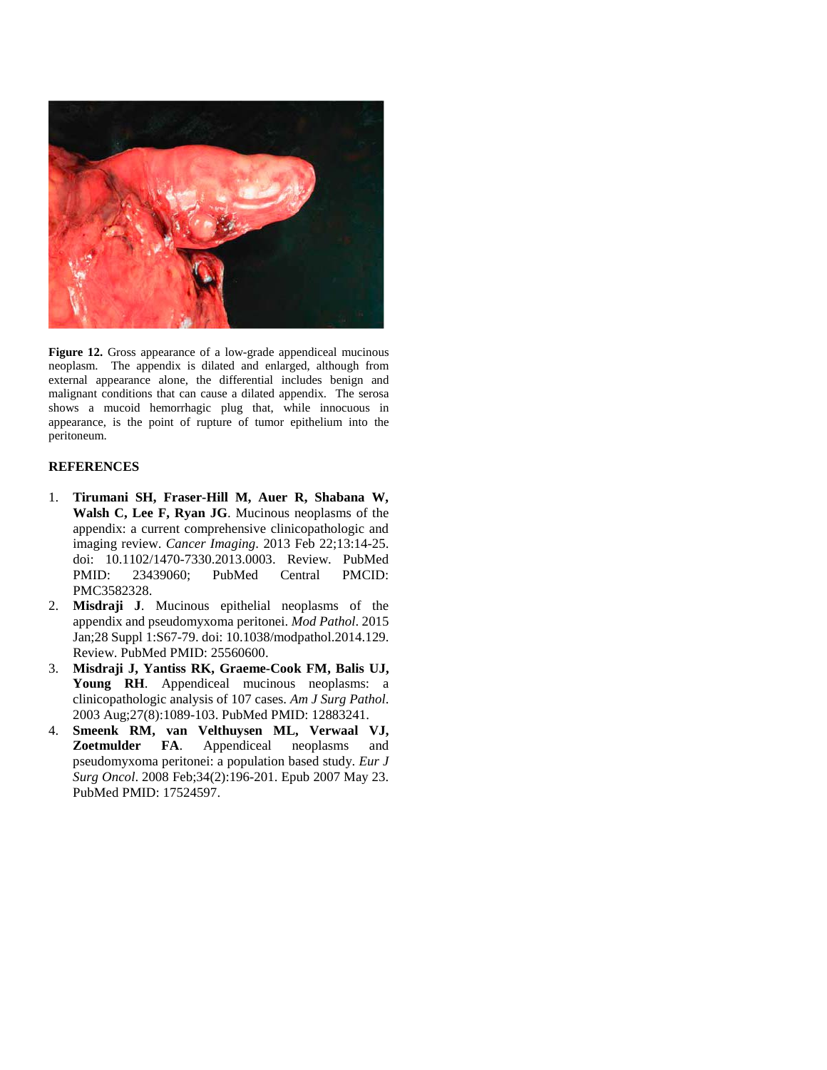**Figure 12.** Gross appearance of a low-grade appendiceal mucinous neoplasm. The appendix is dilated and enlarged, although from external appearance alone, the differential includes benign and malignant conditions that can cause a dilated appendix. The serosa shows a mucoid hemorrhagic plug that, while innocuous in appearance, is the point of rupture of tumor epithelium into the peritoneum.

## REFERENCES

1. **Tirumani SH, Fraser-Hill M, Auer R, Shabana W, Walsh C, Lee F, Ryan JG**. Mucinous neoplasms of the appendix: a current comprehensive clinicopathologic and imaging review. *Cancer Imaging*. 2013 Feb 22;13:14-25. doi: 10.1102/1470-7330.2013.0003. Review. PubMed PMID: 23439060; PubMed Central PMCID: PMC3582328.
2. **Misdraji J**. Mucinous epithelial neoplasms of the appendix and pseudomyxoma peritonei. *Mod Pathol*. 2015 Jan;28 Suppl 1:S67-79. doi: 10.1038/modpathol.2014.129. Review. PubMed PMID: 25560600.
3. **Misdraji J, Yantiss RK, Graeme-Cook FM, Balis UJ, Young RH**. Appendiceal mucinous neoplasms: a clinicopathologic analysis of 107 cases. *Am J Surg Pathol*. 2003 Aug;27(8):1089-103. PubMed PMID: 12883241.
4. **Smeenk RM, van Velthuysen ML, Verwaal VJ, Zoetmulder FA**. Appendiceal neoplasms and pseudomyxoma peritonei: a population based study. *Eur J Surg Oncol*. 2008 Feb;34(2):196-201. Epub 2007 May 23. PubMed PMID: 17524597.